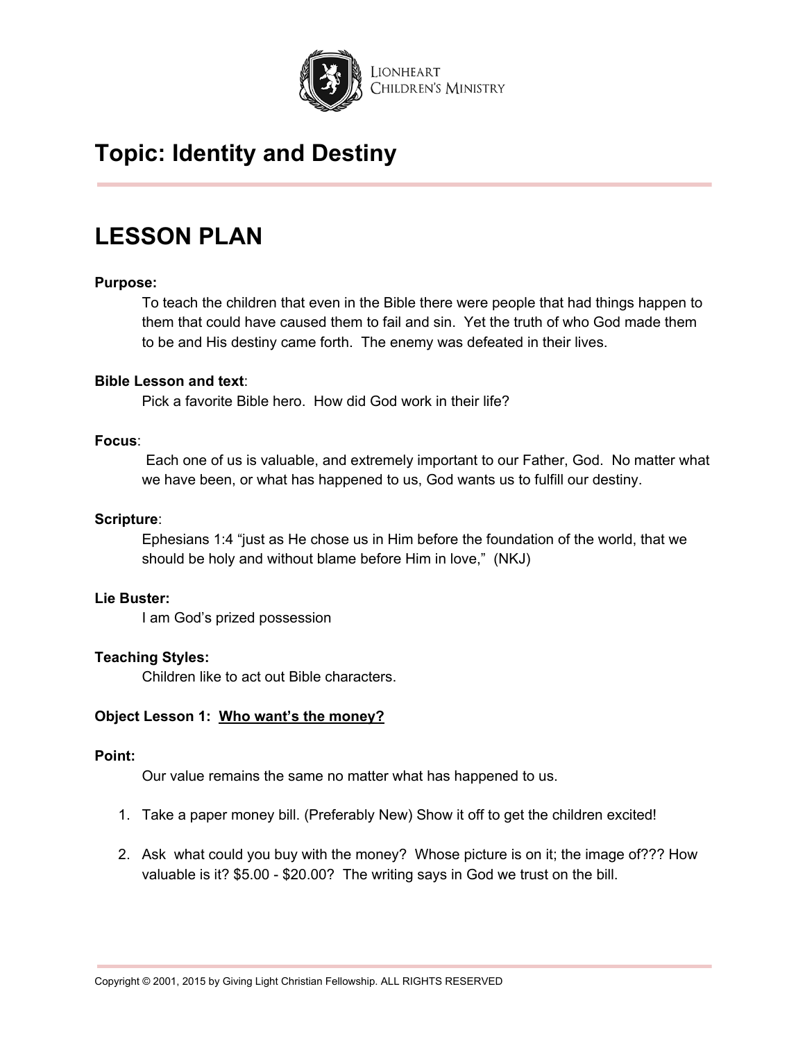Lionheart Children's Ministry

# Topic: Identity and Destiny

## LESSON PLAN

**Purpose:**

To teach the children that even in the Bible there were people that had things happen to them that could have caused them to fail and sin. Yet the truth of who God made them to be and His destiny came forth. The enemy was defeated in their lives.

**Bible Lesson and text**:

Pick a favorite Bible hero. How did God work in their life?

**Focus**:

Each one of us is valuable, and extremely important to our Father, God. No matter what we have been, or what has happened to us, God wants us to fulfill our destiny.

**Scripture**:

Ephesians 1:4 "just as He chose us in Him before the foundation of the world, that we should be holy and without blame before Him in love," (NKJ)

**Lie Buster:**

I am God's prized possession

**Teaching Styles:**

Children like to act out Bible characters.

**Object Lesson 1: Who want's the money?**

**Point:**

Our value remains the same no matter what has happened to us.

1. Take a paper money bill. (Preferably New) Show it off to get the children excited!
2. Ask what could you buy with the money? Whose picture is on it; the image of??? How valuable is it? $5.00 - $20.00? The writing says in God we trust on the bill.

Copyright © 2001, 2015 by Giving Light Christian Fellowship. ALL RIGHTS RESERVED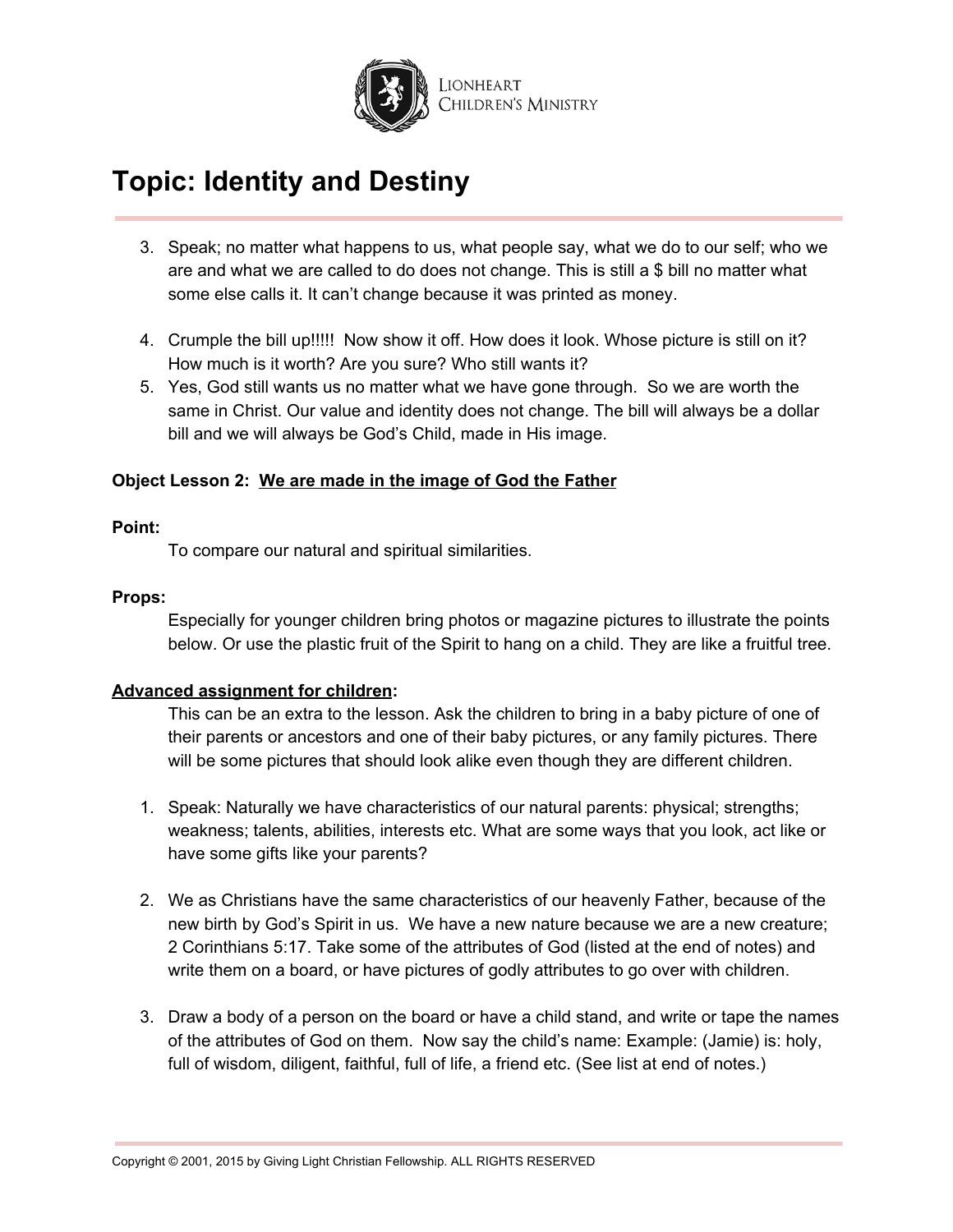# Topic: Identity and Destiny

3. Speak; no matter what happens to us, what people say, what we do to our self; who we are and what we are called to do does not change. This is still a $ bill no matter what some else calls it. It can't change because it was printed as money.

4. Crumple the bill up!!!!! Now show it off. How does it look. Whose picture is still on it? How much is it worth? Are you sure? Who still wants it?
5. Yes, God still wants us no matter what we have gone through. So we are worth the same in Christ. Our value and identity does not change. The bill will always be a dollar bill and we will always be God's Child, made in His image.

**Object Lesson 2: We are made in the image of God the Father**

**Point:**

To compare our natural and spiritual similarities.

**Props:**

Especially for younger children bring photos or magazine pictures to illustrate the points below. Or use the plastic fruit of the Spirit to hang on a child. They are like a fruitful tree.

**Advanced assignment for children:**

This can be an extra to the lesson. Ask the children to bring in a baby picture of one of their parents or ancestors and one of their baby pictures, or any family pictures. There will be some pictures that should look alike even though they are different children.

1. Speak: Naturally we have characteristics of our natural parents: physical; strengths; weakness; talents, abilities, interests etc. What are some ways that you look, act like or have some gifts like your parents?

2. We as Christians have the same characteristics of our heavenly Father, because of the new birth by God's Spirit in us. We have a new nature because we are a new creature; 2 Corinthians 5:17. Take some of the attributes of God (listed at the end of notes) and write them on a board, or have pictures of godly attributes to go over with children.

3. Draw a body of a person on the board or have a child stand, and write or tape the names of the attributes of God on them. Now say the child's name: Example: (Jamie) is: holy, full of wisdom, diligent, faithful, full of life, a friend etc. (See list at end of notes.)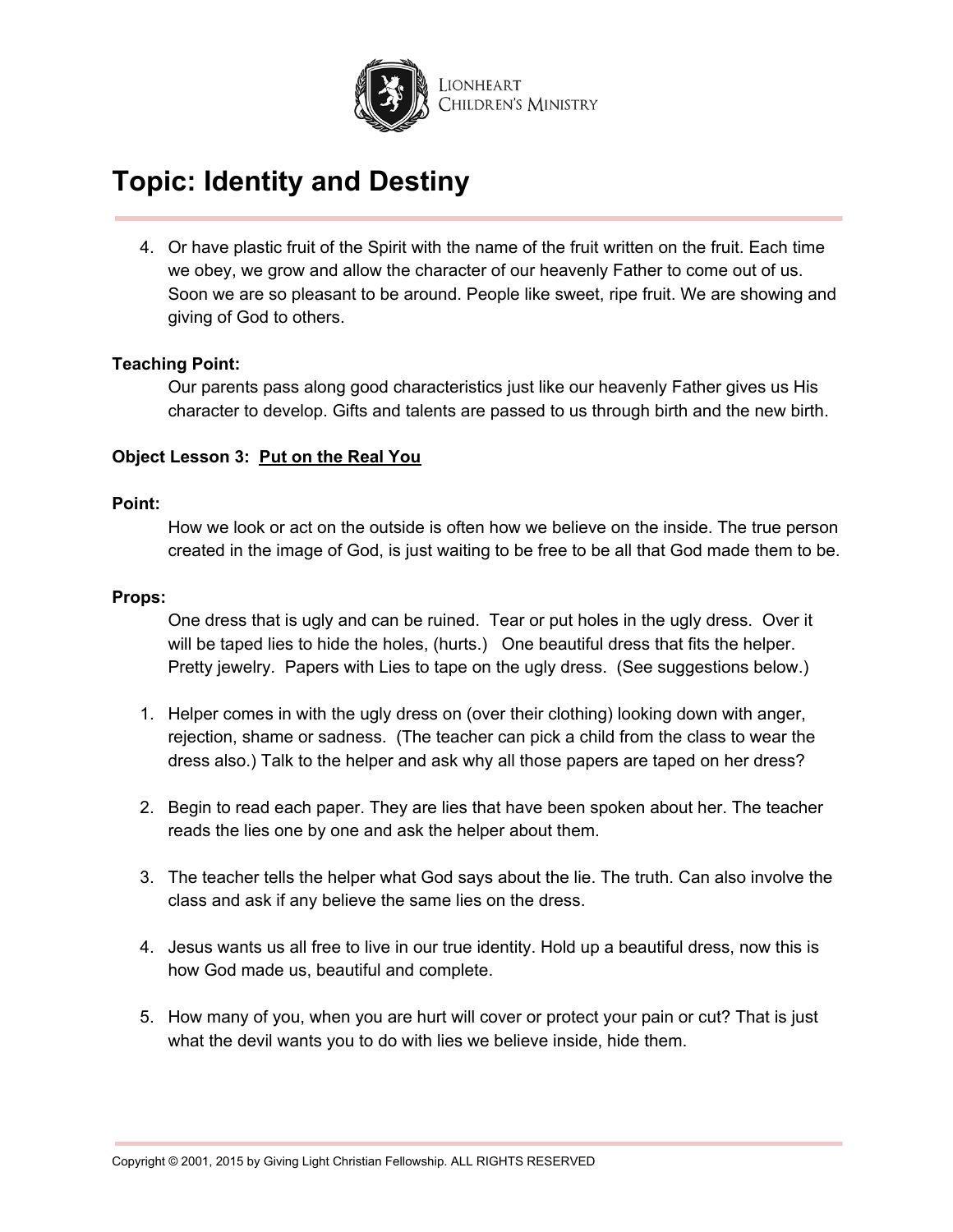# Topic: Identity and Destiny

4. Or have plastic fruit of the Spirit with the name of the fruit written on the fruit. Each time we obey, we grow and allow the character of our heavenly Father to come out of us. Soon we are so pleasant to be around. People like sweet, ripe fruit. We are showing and giving of God to others.

**Teaching Point:**

Our parents pass along good characteristics just like our heavenly Father gives us His character to develop. Gifts and talents are passed to us through birth and the new birth.

**Object Lesson 3: Put on the Real You**

**Point:**

How we look or act on the outside is often how we believe on the inside. The true person created in the image of God, is just waiting to be free to be all that God made them to be.

**Props:**

One dress that is ugly and can be ruined. Tear or put holes in the ugly dress. Over it will be taped lies to hide the holes, (hurts.) One beautiful dress that fits the helper. Pretty jewelry. Papers with Lies to tape on the ugly dress. (See suggestions below.)

1. Helper comes in with the ugly dress on (over their clothing) looking down with anger, rejection, shame or sadness. (The teacher can pick a child from the class to wear the dress also.) Talk to the helper and ask why all those papers are taped on her dress?

2. Begin to read each paper. They are lies that have been spoken about her. The teacher reads the lies one by one and ask the helper about them.

3. The teacher tells the helper what God says about the lie. The truth. Can also involve the class and ask if any believe the same lies on the dress.

4. Jesus wants us all free to live in our true identity. Hold up a beautiful dress, now this is how God made us, beautiful and complete.

5. How many of you, when you are hurt will cover or protect your pain or cut? That is just what the devil wants you to do with lies we believe inside, hide them.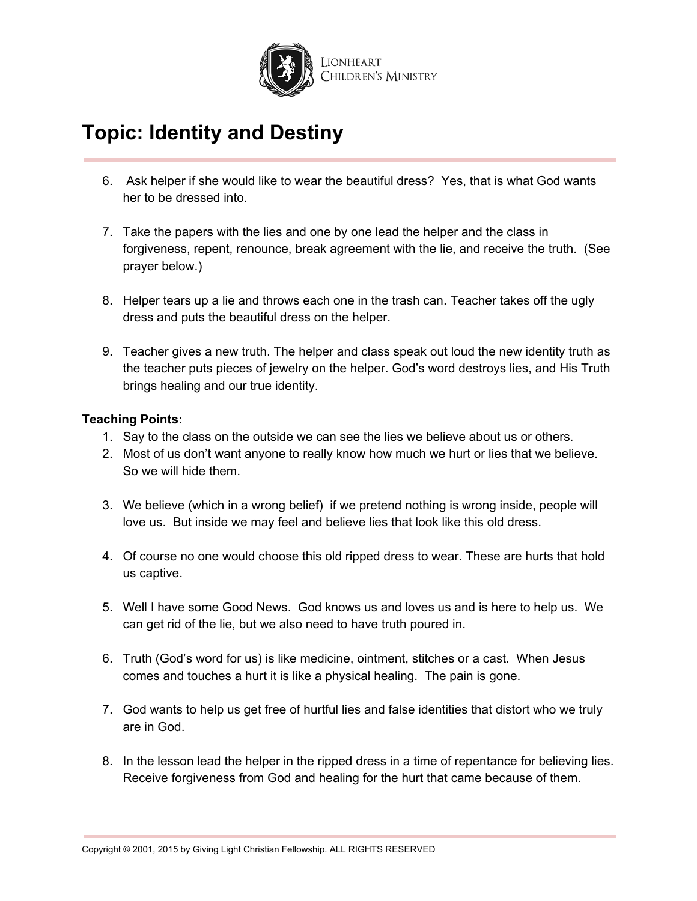# Topic: Identity and Destiny

6. Ask helper if she would like to wear the beautiful dress? Yes, that is what God wants her to be dressed into.

7. Take the papers with the lies and one by one lead the helper and the class in forgiveness, repent, renounce, break agreement with the lie, and receive the truth. (See prayer below.)

8. Helper tears up a lie and throws each one in the trash can. Teacher takes off the ugly dress and puts the beautiful dress on the helper.

9. Teacher gives a new truth. The helper and class speak out loud the new identity truth as the teacher puts pieces of jewelry on the helper. God's word destroys lies, and His Truth brings healing and our true identity.

**Teaching Points:**

1. Say to the class on the outside we can see the lies we believe about us or others.
2. Most of us don't want anyone to really know how much we hurt or lies that we believe. So we will hide them.

3. We believe (which in a wrong belief) if we pretend nothing is wrong inside, people will love us. But inside we may feel and believe lies that look like this old dress.

4. Of course no one would choose this old ripped dress to wear. These are hurts that hold us captive.

5. Well I have some Good News. God knows us and loves us and is here to help us. We can get rid of the lie, but we also need to have truth poured in.

6. Truth (God's word for us) is like medicine, ointment, stitches or a cast. When Jesus comes and touches a hurt it is like a physical healing. The pain is gone.

7. God wants to help us get free of hurtful lies and false identities that distort who we truly are in God.

8. In the lesson lead the helper in the ripped dress in a time of repentance for believing lies. Receive forgiveness from God and healing for the hurt that came because of them.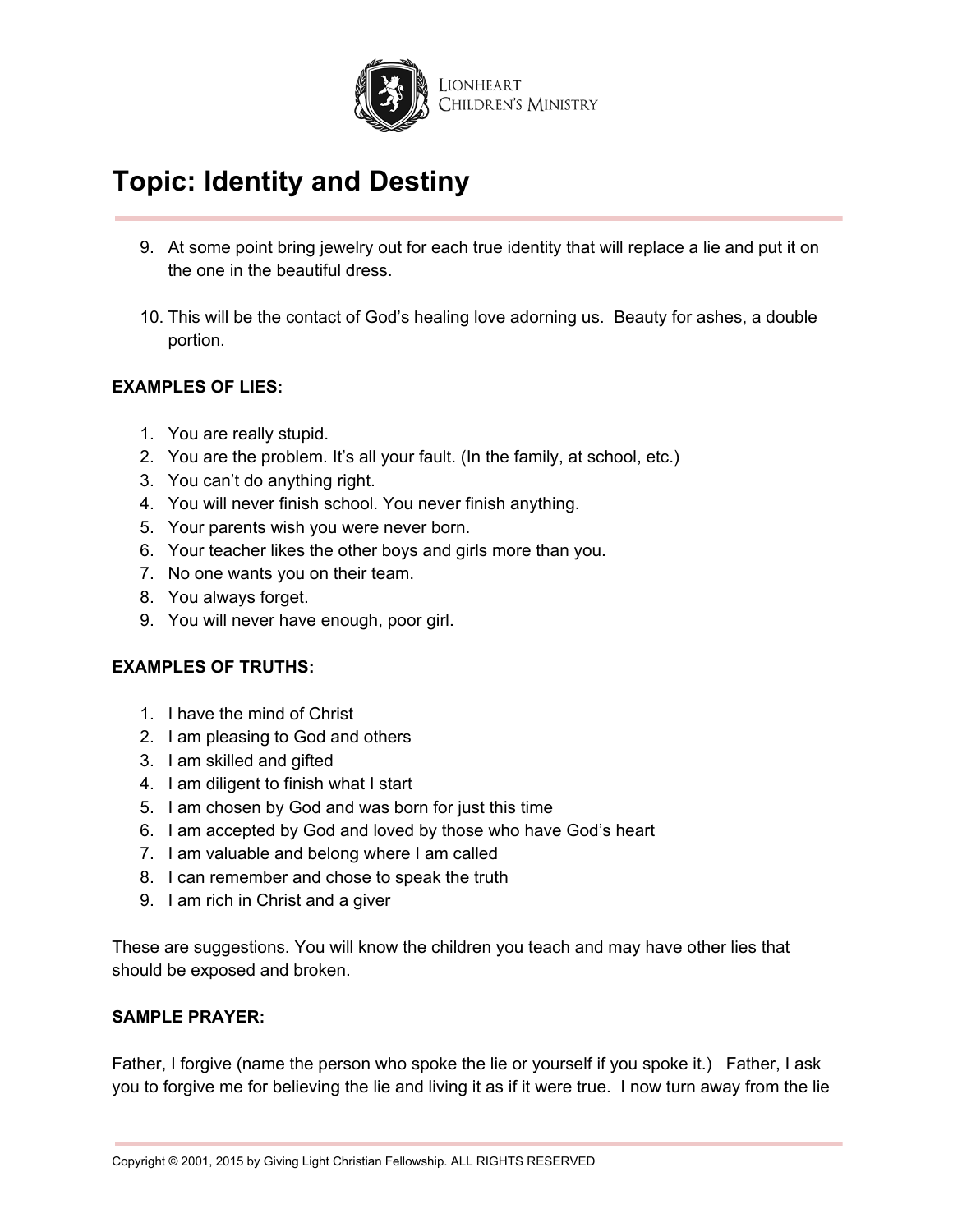# Topic: Identity and Destiny

9. At some point bring jewelry out for each true identity that will replace a lie and put it on the one in the beautiful dress.

10. This will be the contact of God's healing love adorning us. Beauty for ashes, a double portion.

**EXAMPLES OF LIES:**

1. You are really stupid.
2. You are the problem. It's all your fault. (In the family, at school, etc.)
3. You can't do anything right.
4. You will never finish school. You never finish anything.
5. Your parents wish you were never born.
6. Your teacher likes the other boys and girls more than you.
7. No one wants you on their team.
8. You always forget.
9. You will never have enough, poor girl.

**EXAMPLES OF TRUTHS:**

1. I have the mind of Christ
2. I am pleasing to God and others
3. I am skilled and gifted
4. I am diligent to finish what I start
5. I am chosen by God and was born for just this time
6. I am accepted by God and loved by those who have God's heart
7. I am valuable and belong where I am called
8. I can remember and chose to speak the truth
9. I am rich in Christ and a giver

These are suggestions. You will know the children you teach and may have other lies that should be exposed and broken.

**SAMPLE PRAYER:**

Father, I forgive (name the person who spoke the lie or yourself if you spoke it.) Father, I ask you to forgive me for believing the lie and living it as if it were true. I now turn away from the lie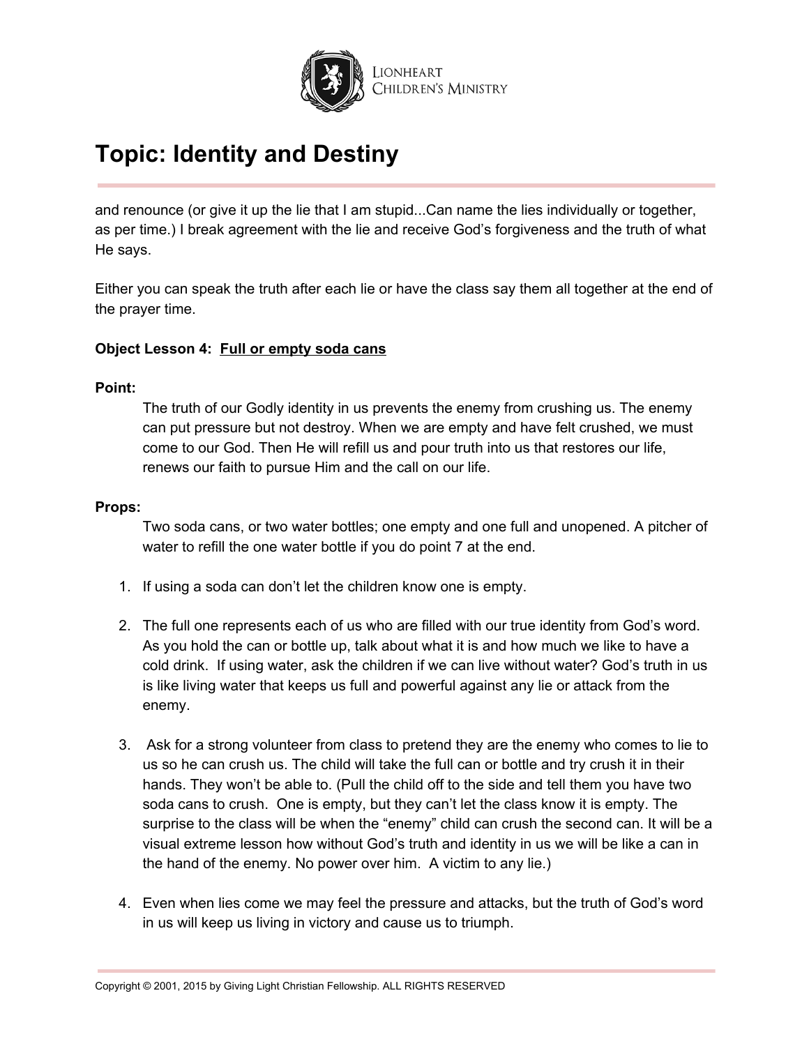# Topic: Identity and Destiny

and renounce (or give it up the lie that I am stupid...Can name the lies individually or together, as per time.) I break agreement with the lie and receive God's forgiveness and the truth of what He says.

Either you can speak the truth after each lie or have the class say them all together at the end of the prayer time.

**Object Lesson 4: Full or empty soda cans**

**Point:**

The truth of our Godly identity in us prevents the enemy from crushing us. The enemy can put pressure but not destroy. When we are empty and have felt crushed, we must come to our God. Then He will refill us and pour truth into us that restores our life, renews our faith to pursue Him and the call on our life.

**Props:**

Two soda cans, or two water bottles; one empty and one full and unopened. A pitcher of water to refill the one water bottle if you do point 7 at the end.

1. If using a soda can don't let the children know one is empty.

2. The full one represents each of us who are filled with our true identity from God's word. As you hold the can or bottle up, talk about what it is and how much we like to have a cold drink. If using water, ask the children if we can live without water? God's truth in us is like living water that keeps us full and powerful against any lie or attack from the enemy.

3. Ask for a strong volunteer from class to pretend they are the enemy who comes to lie to us so he can crush us. The child will take the full can or bottle and try crush it in their hands. They won't be able to. (Pull the child off to the side and tell them you have two soda cans to crush. One is empty, but they can't let the class know it is empty. The surprise to the class will be when the "enemy" child can crush the second can. It will be a visual extreme lesson how without God's truth and identity in us we will be like a can in the hand of the enemy. No power over him. A victim to any lie.)

4. Even when lies come we may feel the pressure and attacks, but the truth of God's word in us will keep us living in victory and cause us to triumph.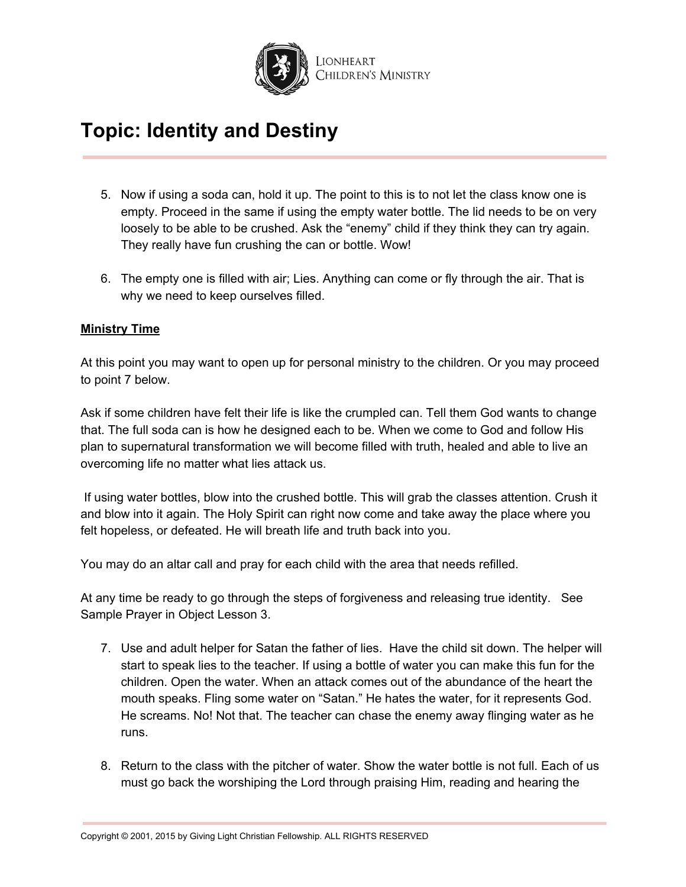# Topic: Identity and Destiny

5. Now if using a soda can, hold it up. The point to this is to not let the class know one is empty. Proceed in the same if using the empty water bottle. The lid needs to be on very loosely to be able to be crushed. Ask the "enemy" child if they think they can try again. They really have fun crushing the can or bottle. Wow!

6. The empty one is filled with air; Lies. Anything can come or fly through the air. That is why we need to keep ourselves filled.

**Ministry Time**

At this point you may want to open up for personal ministry to the children. Or you may proceed to point 7 below.

Ask if some children have felt their life is like the crumpled can. Tell them God wants to change that. The full soda can is how he designed each to be. When we come to God and follow His plan to supernatural transformation we will become filled with truth, healed and able to live an overcoming life no matter what lies attack us.

If using water bottles, blow into the crushed bottle. This will grab the classes attention. Crush it and blow into it again. The Holy Spirit can right now come and take away the place where you felt hopeless, or defeated. He will breath life and truth back into you.

You may do an altar call and pray for each child with the area that needs refilled.

At any time be ready to go through the steps of forgiveness and releasing true identity. See Sample Prayer in Object Lesson 3.

7. Use and adult helper for Satan the father of lies. Have the child sit down. The helper will start to speak lies to the teacher. If using a bottle of water you can make this fun for the children. Open the water. When an attack comes out of the abundance of the heart the mouth speaks. Fling some water on "Satan." He hates the water, for it represents God. He screams. No! Not that. The teacher can chase the enemy away flinging water as he runs.

8. Return to the class with the pitcher of water. Show the water bottle is not full. Each of us must go back the worshiping the Lord through praising Him, reading and hearing the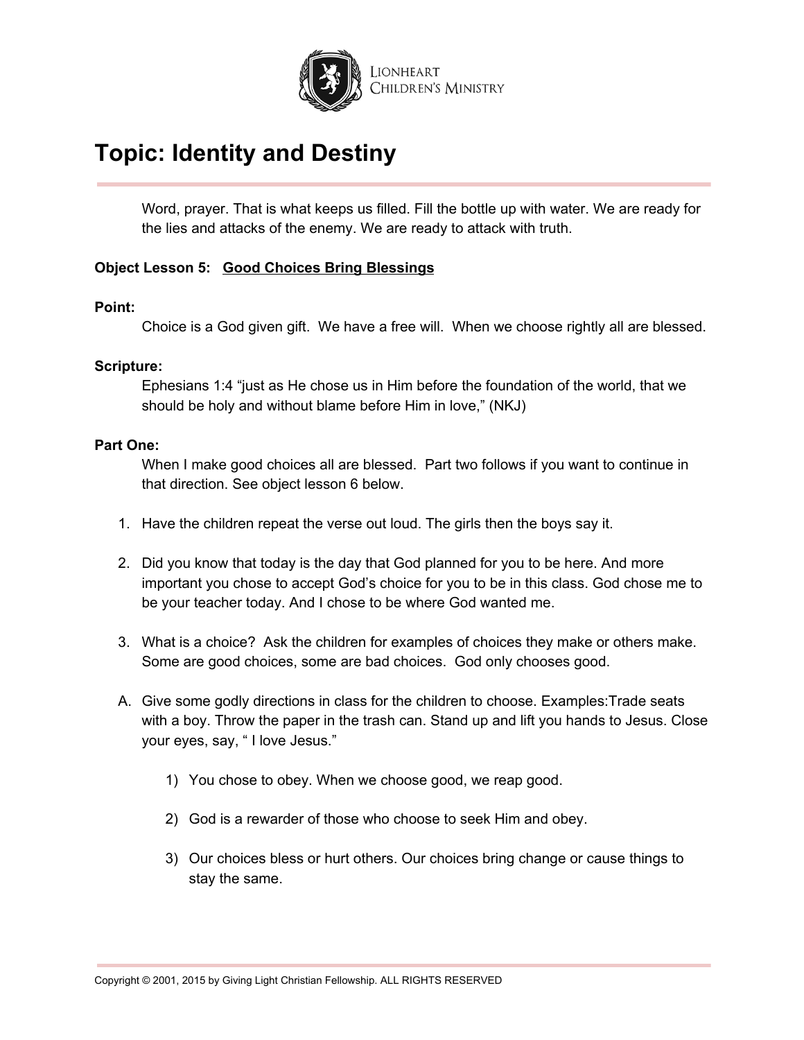Word, prayer. That is what keeps us filled. Fill the bottle up with water. We are ready for the lies and attacks of the enemy. We are ready to attack with truth.

**Object Lesson 5:** **<u>Good Choices Bring Blessings</u>**

**Point:**

Choice is a God given gift. We have a free will. When we choose rightly all are blessed.

**Scripture:**

Ephesians 1:4 “just as He chose us in Him before the foundation of the world, that we should be holy and without blame before Him in love,” (NKJ)

**Part One:**

When I make good choices all are blessed. Part two follows if you want to continue in that direction. See object lesson 6 below.

1. Have the children repeat the verse out loud. The girls then the boys say it.

2. Did you know that today is the day that God planned for you to be here. And more important you chose to accept God’s choice for you to be in this class. God chose me to be your teacher today. And I chose to be where God wanted me.

3. What is a choice? Ask the children for examples of choices they make or others make. Some are good choices, some are bad choices. God only chooses good.

A. Give some godly directions in class for the children to choose. Examples:Trade seats with a boy. Throw the paper in the trash can. Stand up and lift you hands to Jesus. Close your eyes, say, “ I love Jesus.”

   1) You chose to obey. When we choose good, we reap good.

   2) God is a rewarder of those who choose to seek Him and obey.

   3) Our choices bless or hurt others. Our choices bring change or cause things to stay the same.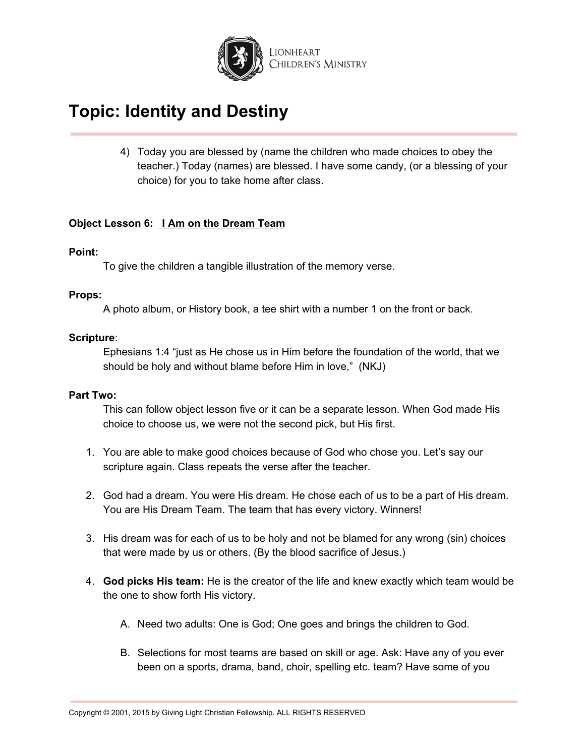4) Today you are blessed by (name the children who made choices to obey the teacher.) Today (names) are blessed. I have some candy, (or a blessing of your choice) for you to take home after class.

**Object Lesson 6:** **I Am on the Dream Team**

**Point:**

To give the children a tangible illustration of the memory verse.

**Props:**

A photo album, or History book, a tee shirt with a number 1 on the front or back.

**Scripture**:

Ephesians 1:4 "just as He chose us in Him before the foundation of the world, that we should be holy and without blame before Him in love," (NKJ)

**Part Two:**

This can follow object lesson five or it can be a separate lesson. When God made His choice to choose us, we were not the second pick, but His first.

1. You are able to make good choices because of God who chose you. Let's say our scripture again. Class repeats the verse after the teacher.

2. God had a dream. You were His dream. He chose each of us to be a part of His dream. You are His Dream Team. The team that has every victory. Winners!

3. His dream was for each of us to be holy and not be blamed for any wrong (sin) choices that were made by us or others. (By the blood sacrifice of Jesus.)

4. **God picks His team:** He is the creator of the life and knew exactly which team would be the one to show forth His victory.

   A. Need two adults: One is God; One goes and brings the children to God.

   B. Selections for most teams are based on skill or age. Ask: Have any of you ever been on a sports, drama, band, choir, spelling etc. team? Have some of you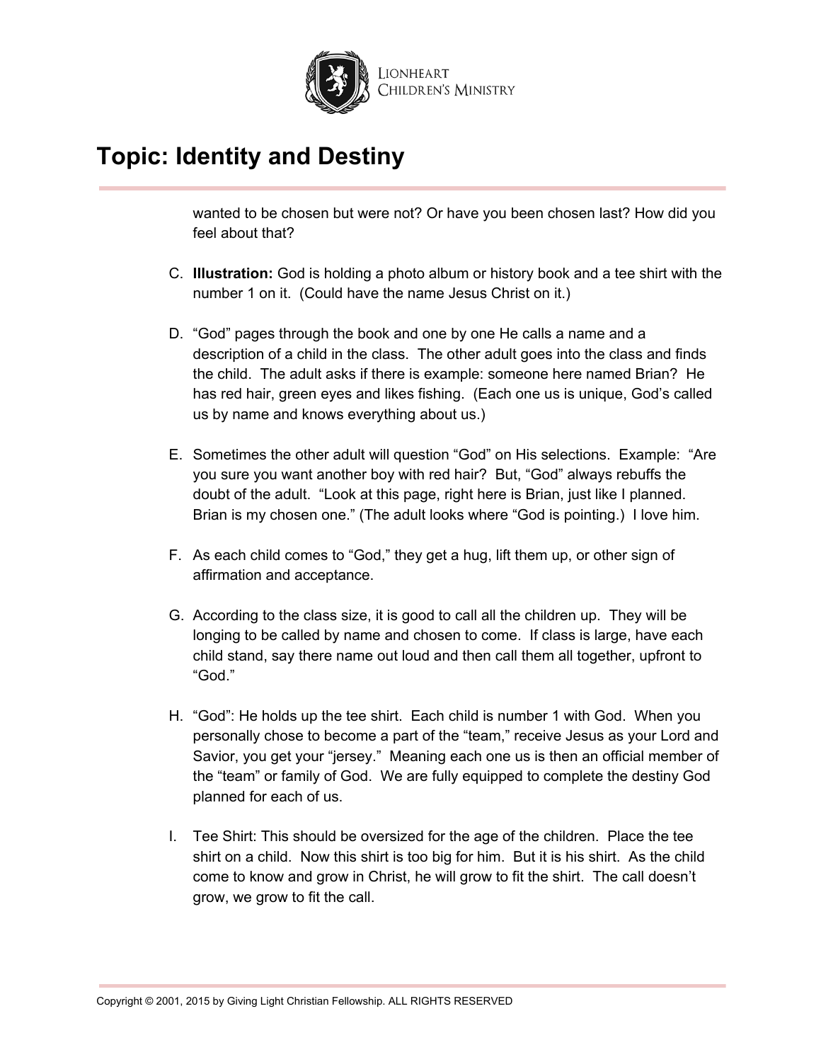wanted to be chosen but were not? Or have you been chosen last? How did you feel about that?

C. **Illustration:** God is holding a photo album or history book and a tee shirt with the number 1 on it. (Could have the name Jesus Christ on it.)

D. "God" pages through the book and one by one He calls a name and a description of a child in the class. The other adult goes into the class and finds the child. The adult asks if there is example: someone here named Brian? He has red hair, green eyes and likes fishing. (Each one us is unique, God's called us by name and knows everything about us.)

E. Sometimes the other adult will question "God" on His selections. Example: "Are you sure you want another boy with red hair? But, "God" always rebuffs the doubt of the adult. "Look at this page, right here is Brian, just like I planned. Brian is my chosen one." (The adult looks where "God is pointing.) I love him.

F. As each child comes to "God," they get a hug, lift them up, or other sign of affirmation and acceptance.

G. According to the class size, it is good to call all the children up. They will be longing to be called by name and chosen to come. If class is large, have each child stand, say there name out loud and then call them all together, upfront to "God."

H. "God": He holds up the tee shirt. Each child is number 1 with God. When you personally chose to become a part of the "team," receive Jesus as your Lord and Savior, you get your "jersey." Meaning each one us is then an official member of the "team" or family of God. We are fully equipped to complete the destiny God planned for each of us.

I. Tee Shirt: This should be oversized for the age of the children. Place the tee shirt on a child. Now this shirt is too big for him. But it is his shirt. As the child come to know and grow in Christ, he will grow to fit the shirt. The call doesn't grow, we grow to fit the call.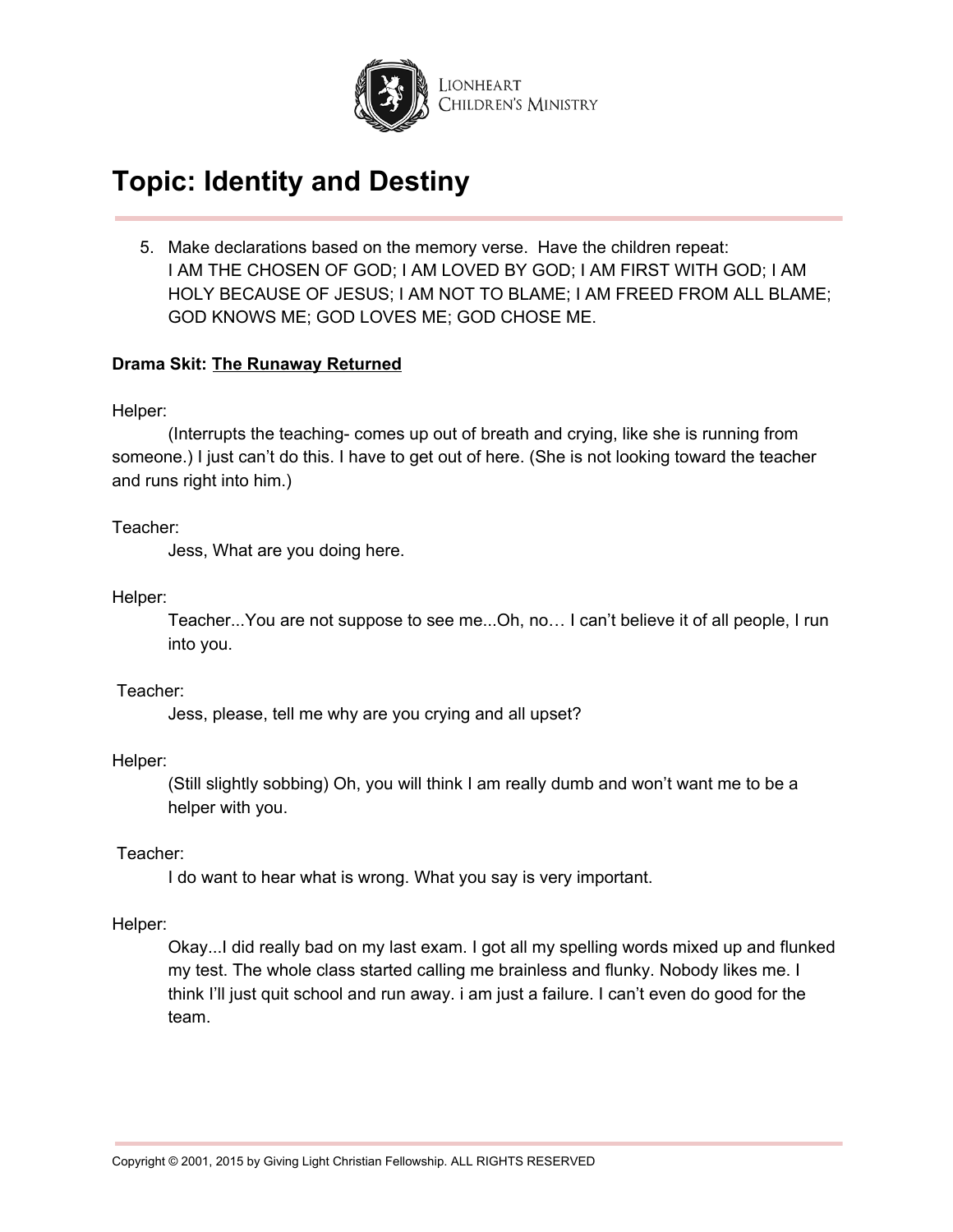# Topic: Identity and Destiny

5. Make declarations based on the memory verse. Have the children repeat:
   I AM THE CHOSEN OF GOD; I AM LOVED BY GOD; I AM FIRST WITH GOD; I AM HOLY BECAUSE OF JESUS; I AM NOT TO BLAME; I AM FREED FROM ALL BLAME; GOD KNOWS ME; GOD LOVES ME; GOD CHOSE ME.

**Drama Skit: The Runaway Returned**

Helper:

(Interrupts the teaching- comes up out of breath and crying, like she is running from someone.) I just can't do this. I have to get out of here. (She is not looking toward the teacher and runs right into him.)

Teacher:

Jess, What are you doing here.

Helper:

Teacher...You are not suppose to see me...Oh, no… I can't believe it of all people, I run into you.

Teacher:

Jess, please, tell me why are you crying and all upset?

Helper:

(Still slightly sobbing) Oh, you will think I am really dumb and won't want me to be a helper with you.

Teacher:

I do want to hear what is wrong. What you say is very important.

Helper:

Okay...I did really bad on my last exam. I got all my spelling words mixed up and flunked my test. The whole class started calling me brainless and flunky. Nobody likes me. I think I'll just quit school and run away. i am just a failure. I can't even do good for the team.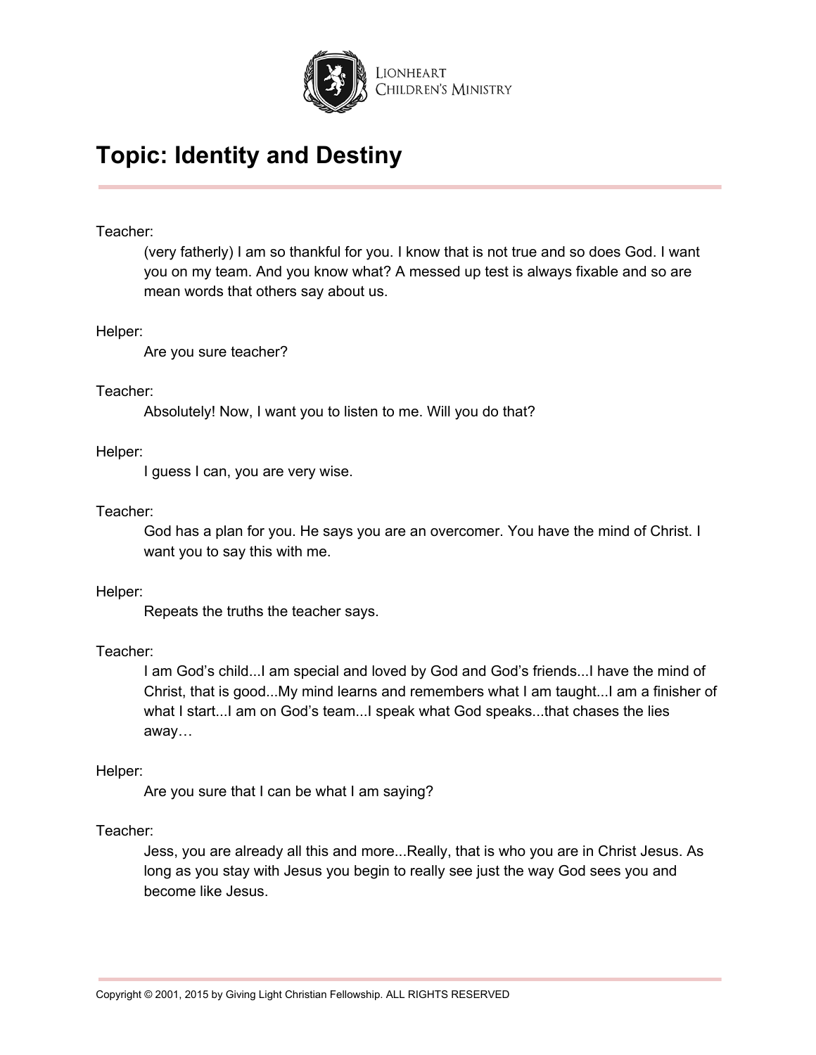# Topic: Identity and Destiny

Teacher:

(very fatherly) I am so thankful for you. I know that is not true and so does God. I want you on my team. And you know what? A messed up test is always fixable and so are mean words that others say about us.

Helper:

Are you sure teacher?

Teacher:

Absolutely! Now, I want you to listen to me. Will you do that?

Helper:

I guess I can, you are very wise.

Teacher:

God has a plan for you. He says you are an overcomer. You have the mind of Christ. I want you to say this with me.

Helper:

Repeats the truths the teacher says.

Teacher:

I am God's child...I am special and loved by God and God's friends...I have the mind of Christ, that is good...My mind learns and remembers what I am taught...I am a finisher of what I start...I am on God's team...I speak what God speaks...that chases the lies away…

Helper:

Are you sure that I can be what I am saying?

Teacher:

Jess, you are already all this and more...Really, that is who you are in Christ Jesus. As long as you stay with Jesus you begin to really see just the way God sees you and become like Jesus.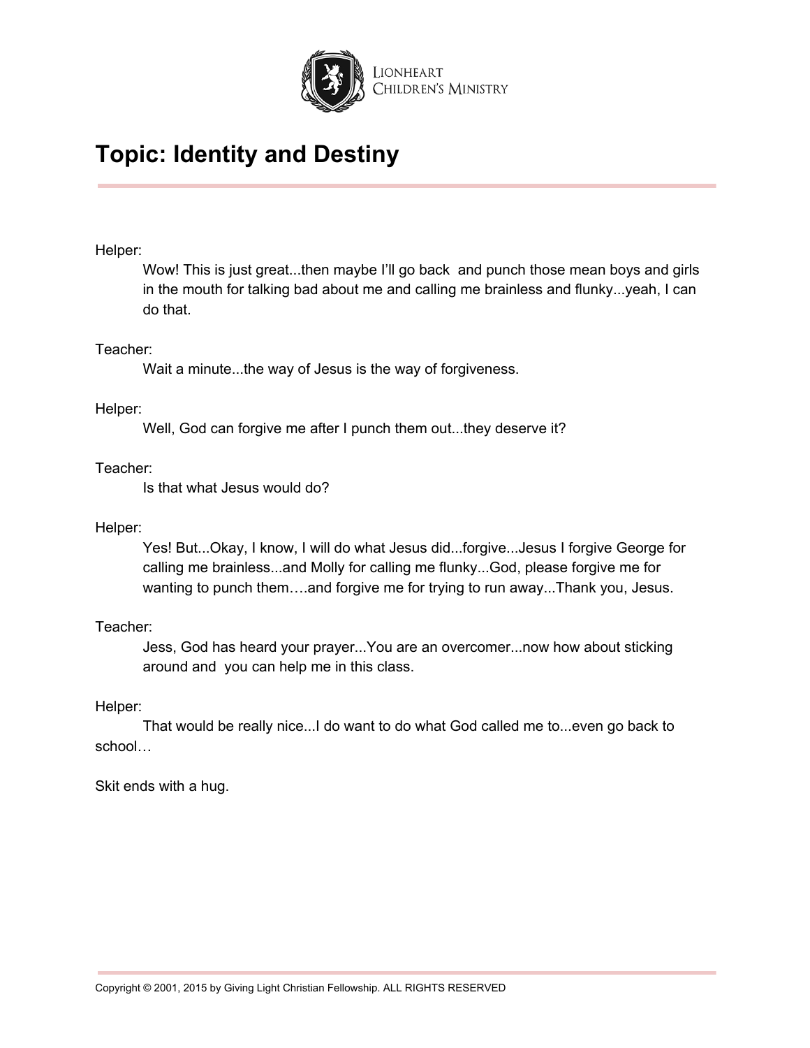# Topic: Identity and Destiny

Helper:

Wow! This is just great...then maybe I'll go back and punch those mean boys and girls in the mouth for talking bad about me and calling me brainless and flunky...yeah, I can do that.

Teacher:

Wait a minute...the way of Jesus is the way of forgiveness.

Helper:

Well, God can forgive me after I punch them out...they deserve it?

Teacher:

Is that what Jesus would do?

Helper:

Yes! But...Okay, I know, I will do what Jesus did...forgive...Jesus I forgive George for calling me brainless...and Molly for calling me flunky...God, please forgive me for wanting to punch them….and forgive me for trying to run away...Thank you, Jesus.

Teacher:

Jess, God has heard your prayer...You are an overcomer...now how about sticking around and you can help me in this class.

Helper:

That would be really nice...I do want to do what God called me to...even go back to school…

Skit ends with a hug.

Copyright © 2001, 2015 by Giving Light Christian Fellowship. ALL RIGHTS RESERVED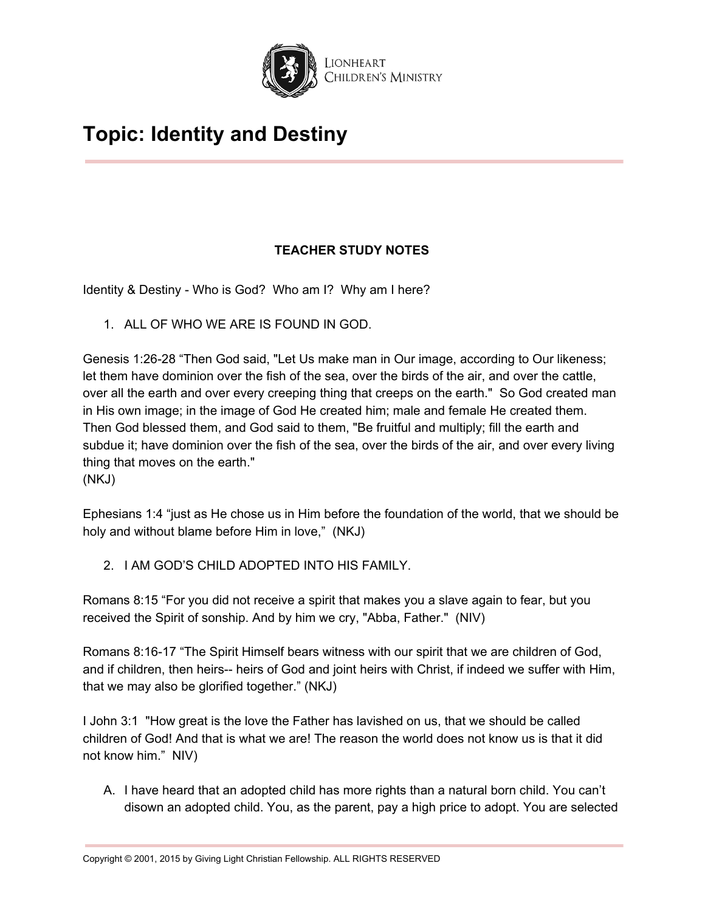# Topic: Identity and Destiny

**TEACHER STUDY NOTES**

Identity & Destiny - Who is God? Who am I? Why am I here?

1. ALL OF WHO WE ARE IS FOUND IN GOD.

Genesis 1:26-28 “Then God said, "Let Us make man in Our image, according to Our likeness; let them have dominion over the fish of the sea, over the birds of the air, and over the cattle, over all the earth and over every creeping thing that creeps on the earth." So God created man in His own image; in the image of God He created him; male and female He created them. Then God blessed them, and God said to them, "Be fruitful and multiply; fill the earth and subdue it; have dominion over the fish of the sea, over the birds of the air, and over every living thing that moves on the earth."
(NKJ)

Ephesians 1:4 “just as He chose us in Him before the foundation of the world, that we should be holy and without blame before Him in love,” (NKJ)

2. I AM GOD’S CHILD ADOPTED INTO HIS FAMILY.

Romans 8:15 “For you did not receive a spirit that makes you a slave again to fear, but you received the Spirit of sonship. And by him we cry, "Abba, Father." (NIV)

Romans 8:16-17 “The Spirit Himself bears witness with our spirit that we are children of God, and if children, then heirs-- heirs of God and joint heirs with Christ, if indeed we suffer with Him, that we may also be glorified together.” (NKJ)

I John 3:1 "How great is the love the Father has lavished on us, that we should be called children of God! And that is what we are! The reason the world does not know us is that it did not know him." NIV)

A. I have heard that an adopted child has more rights than a natural born child. You can’t disown an adopted child. You, as the parent, pay a high price to adopt. You are selected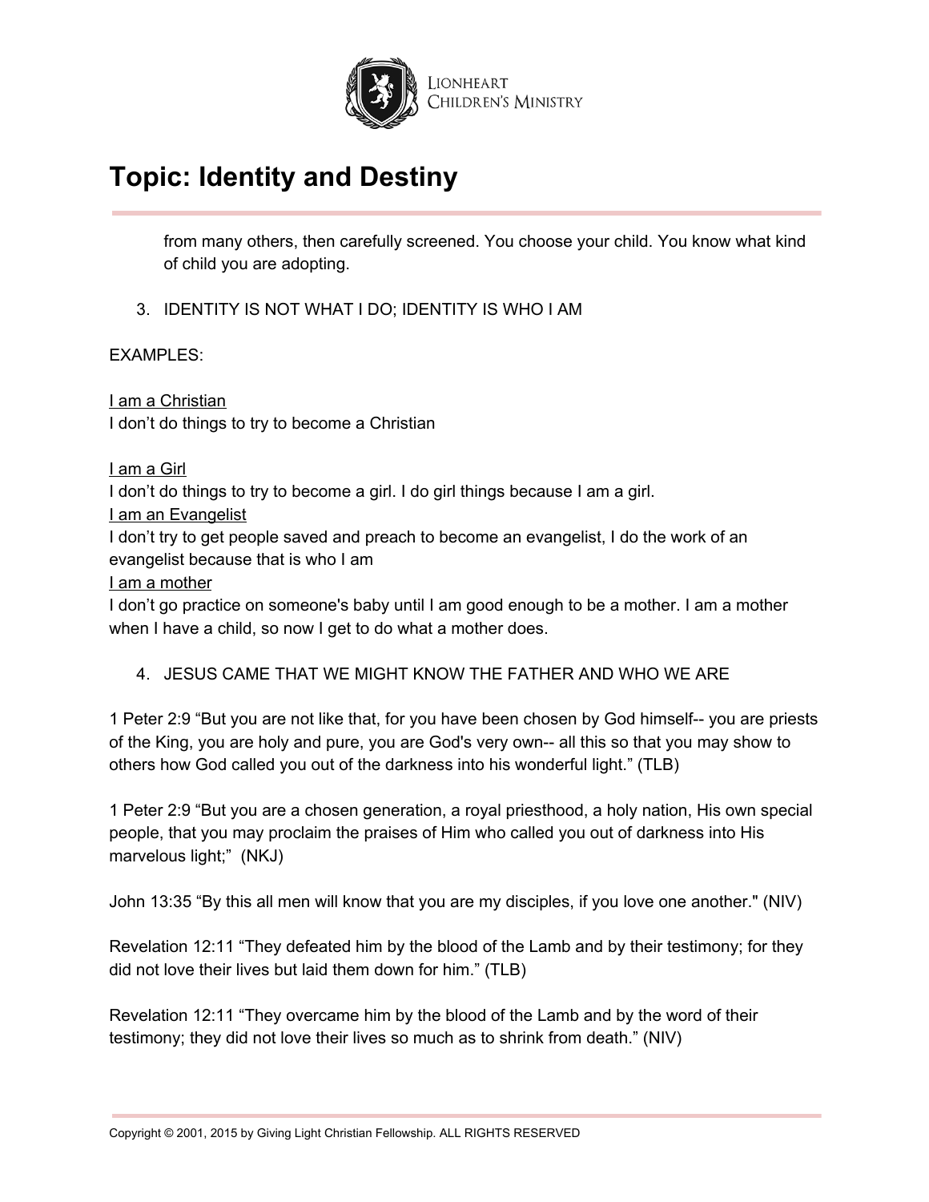from many others, then carefully screened. You choose your child. You know what kind of child you are adopting.

3. IDENTITY IS NOT WHAT I DO; IDENTITY IS WHO I AM

EXAMPLES:

<u>I am a Christian</u>
I don't do things to try to become a Christian

<u>I am a Girl</u>
I don't do things to try to become a girl. I do girl things because I am a girl.
<u>I am an Evangelist</u>
I don't try to get people saved and preach to become an evangelist, I do the work of an evangelist because that is who I am
<u>I am a mother</u>
I don't go practice on someone's baby until I am good enough to be a mother. I am a mother when I have a child, so now I get to do what a mother does.

4. JESUS CAME THAT WE MIGHT KNOW THE FATHER AND WHO WE ARE

1 Peter 2:9 "But you are not like that, for you have been chosen by God himself-- you are priests of the King, you are holy and pure, you are God's very own-- all this so that you may show to others how God called you out of the darkness into his wonderful light." (TLB)

1 Peter 2:9 "But you are a chosen generation, a royal priesthood, a holy nation, His own special people, that you may proclaim the praises of Him who called you out of darkness into His marvelous light;" (NKJ)

John 13:35 "By this all men will know that you are my disciples, if you love one another." (NIV)

Revelation 12:11 "They defeated him by the blood of the Lamb and by their testimony; for they did not love their lives but laid them down for him." (TLB)

Revelation 12:11 "They overcame him by the blood of the Lamb and by the word of their testimony; they did not love their lives so much as to shrink from death." (NIV)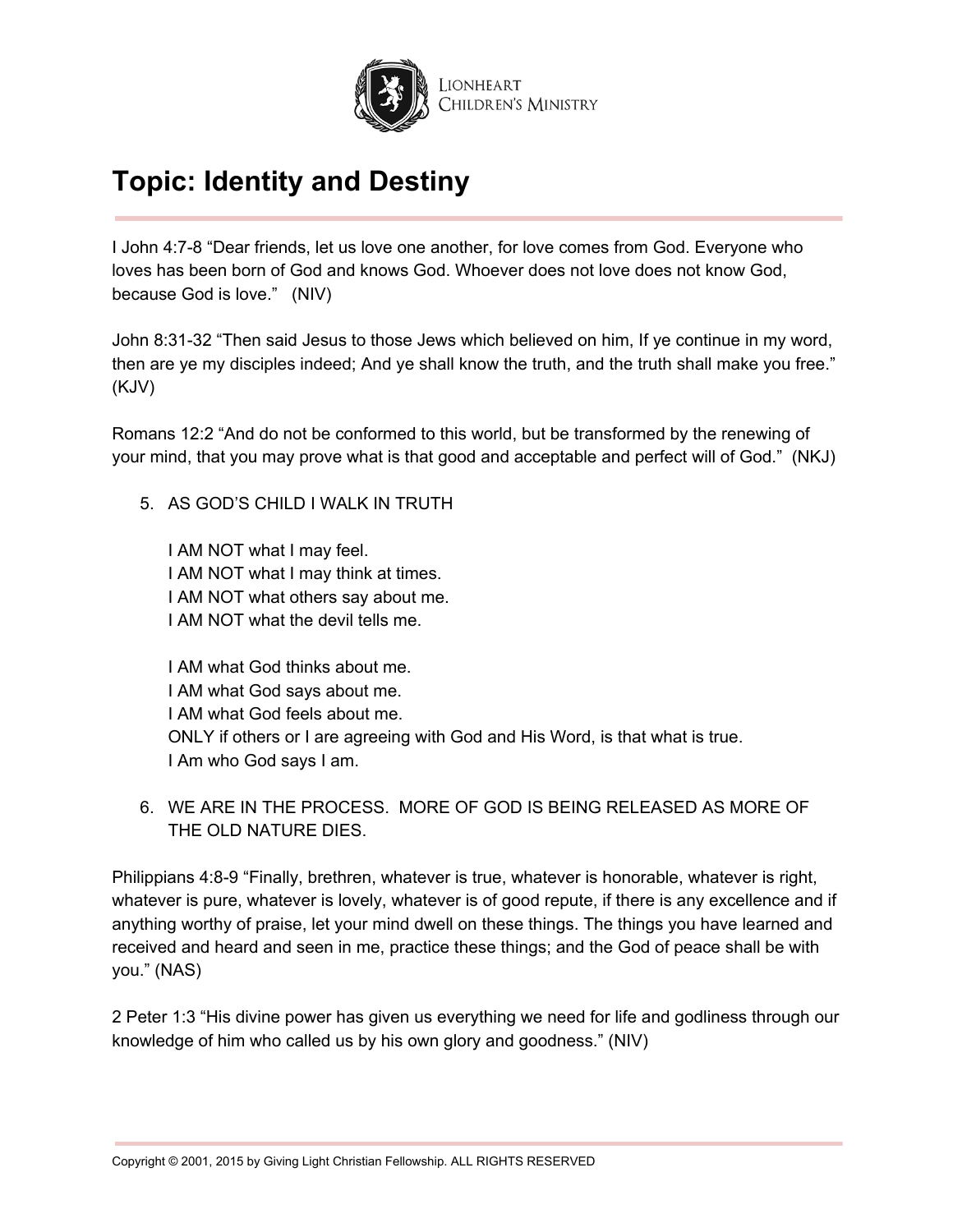# Topic: Identity and Destiny

I John 4:7-8 “Dear friends, let us love one another, for love comes from God. Everyone who loves has been born of God and knows God. Whoever does not love does not know God, because God is love.”  (NIV)

John 8:31-32 “Then said Jesus to those Jews which believed on him, If ye continue in my word, then are ye my disciples indeed; And ye shall know the truth, and the truth shall make you free.” (KJV)

Romans 12:2 “And do not be conformed to this world, but be transformed by the renewing of your mind, that you may prove what is that good and acceptable and perfect will of God.”  (NKJ)

5. AS GOD’S CHILD I WALK IN TRUTH

   I AM NOT what I may feel.
   I AM NOT what I may think at times.
   I AM NOT what others say about me.
   I AM NOT what the devil tells me.

   I AM what God thinks about me.
   I AM what God says about me.
   I AM what God feels about me.
   ONLY if others or I are agreeing with God and His Word, is that what is true.
   I Am who God says I am.

6. WE ARE IN THE PROCESS.  MORE OF GOD IS BEING RELEASED AS MORE OF THE OLD NATURE DIES.

Philippians 4:8-9 “Finally, brethren, whatever is true, whatever is honorable, whatever is right, whatever is pure, whatever is lovely, whatever is of good repute, if there is any excellence and if anything worthy of praise, let your mind dwell on these things. The things you have learned and received and heard and seen in me, practice these things; and the God of peace shall be with you.” (NAS)

2 Peter 1:3 “His divine power has given us everything we need for life and godliness through our knowledge of him who called us by his own glory and goodness.” (NIV)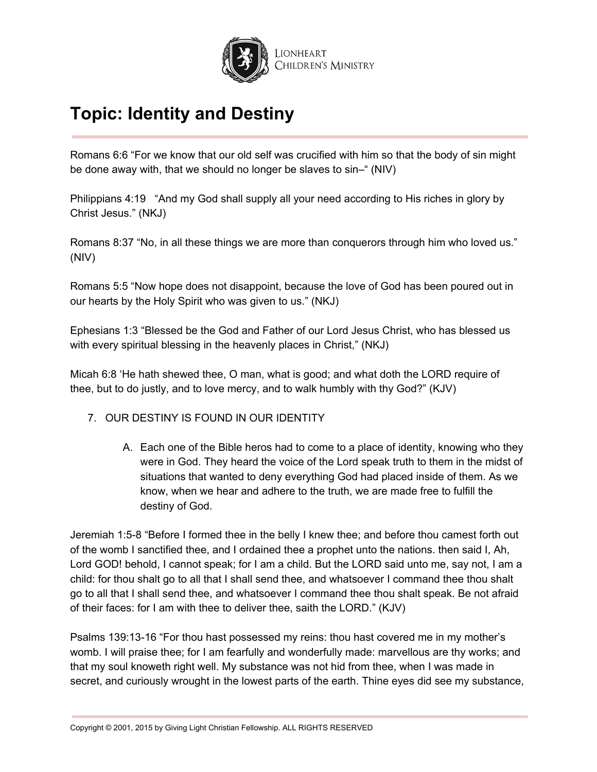# Topic: Identity and Destiny

Romans 6:6 “For we know that our old self was crucified with him so that the body of sin might be done away with, that we should no longer be slaves to sin–“ (NIV)

Philippians 4:19 “And my God shall supply all your need according to His riches in glory by Christ Jesus.” (NKJ)

Romans 8:37 “No, in all these things we are more than conquerors through him who loved us.” (NIV)

Romans 5:5 “Now hope does not disappoint, because the love of God has been poured out in our hearts by the Holy Spirit who was given to us.” (NKJ)

Ephesians 1:3 “Blessed be the God and Father of our Lord Jesus Christ, who has blessed us with every spiritual blessing in the heavenly places in Christ,” (NKJ)

Micah 6:8 ‘He hath shewed thee, O man, what is good; and what doth the LORD require of thee, but to do justly, and to love mercy, and to walk humbly with thy God?” (KJV)

7. OUR DESTINY IS FOUND IN OUR IDENTITY

    A. Each one of the Bible heros had to come to a place of identity, knowing who they were in God. They heard the voice of the Lord speak truth to them in the midst of situations that wanted to deny everything God had placed inside of them. As we know, when we hear and adhere to the truth, we are made free to fulfill the destiny of God.

Jeremiah 1:5-8 “Before I formed thee in the belly I knew thee; and before thou camest forth out of the womb I sanctified thee, and I ordained thee a prophet unto the nations. then said I, Ah, Lord GOD! behold, I cannot speak; for I am a child. But the LORD said unto me, say not, I am a child: for thou shalt go to all that I shall send thee, and whatsoever I command thee thou shalt go to all that I shall send thee, and whatsoever I command thee thou shalt speak. Be not afraid of their faces: for I am with thee to deliver thee, saith the LORD.” (KJV)

Psalms 139:13-16 “For thou hast possessed my reins: thou hast covered me in my mother’s womb. I will praise thee; for I am fearfully and wonderfully made: marvellous are thy works; and that my soul knoweth right well. My substance was not hid from thee, when I was made in secret, and curiously wrought in the lowest parts of the earth. Thine eyes did see my substance,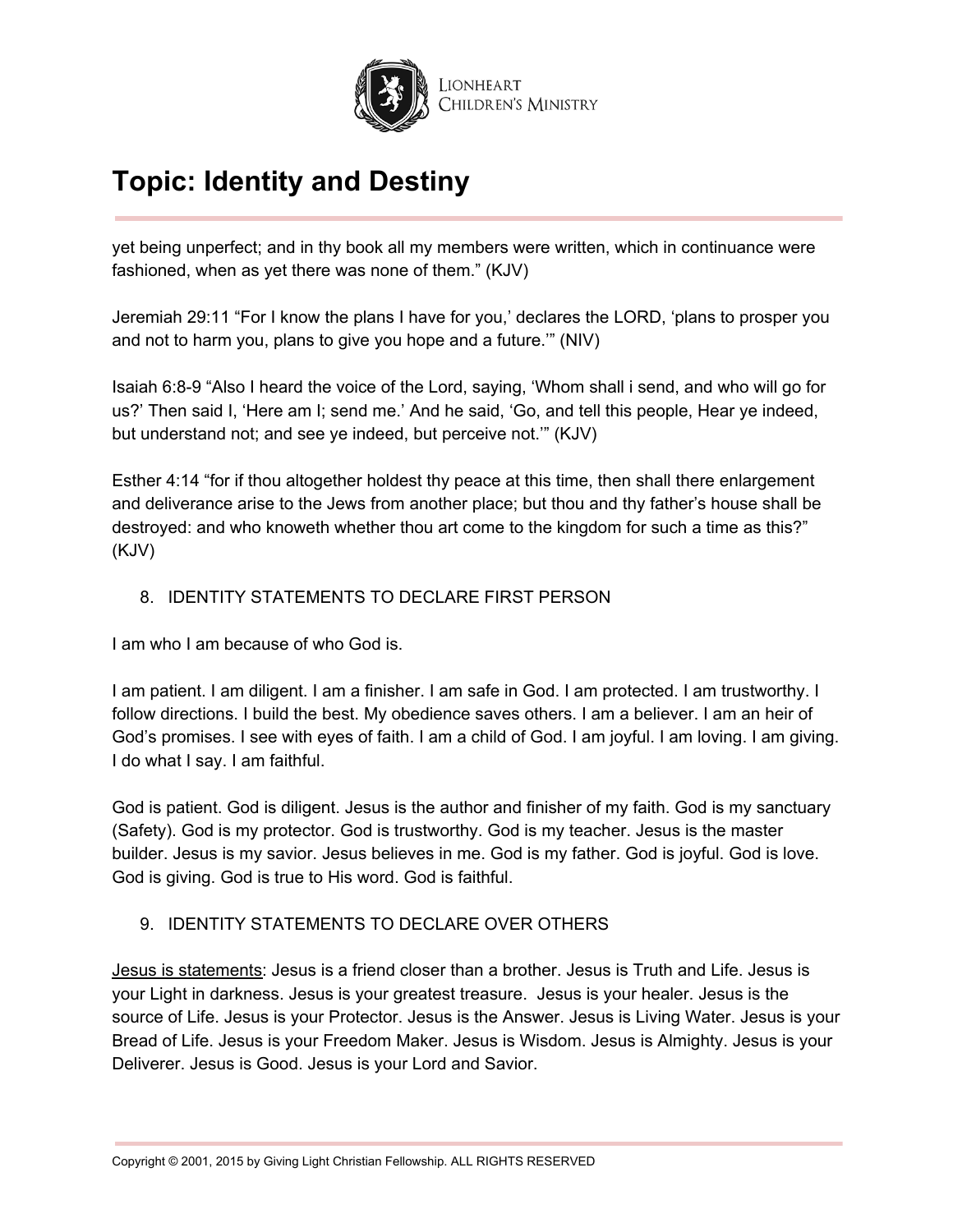yet being unperfect; and in thy book all my members were written, which in continuance were fashioned, when as yet there was none of them." (KJV)

Jeremiah 29:11 "For I know the plans I have for you,' declares the LORD, 'plans to prosper you and not to harm you, plans to give you hope and a future.'" (NIV)

Isaiah 6:8-9 "Also I heard the voice of the Lord, saying, 'Whom shall i send, and who will go for us?' Then said I, 'Here am I; send me.' And he said, 'Go, and tell this people, Hear ye indeed, but understand not; and see ye indeed, but perceive not.'" (KJV)

Esther 4:14 "for if thou altogether holdest thy peace at this time, then shall there enlargement and deliverance arise to the Jews from another place; but thou and thy father's house shall be destroyed: and who knoweth whether thou art come to the kingdom for such a time as this?" (KJV)

8. IDENTITY STATEMENTS TO DECLARE FIRST PERSON

I am who I am because of who God is.

I am patient. I am diligent. I am a finisher. I am safe in God. I am protected. I am trustworthy. I follow directions. I build the best. My obedience saves others. I am a believer. I am an heir of God's promises. I see with eyes of faith. I am a child of God. I am joyful. I am loving. I am giving. I do what I say. I am faithful.

God is patient. God is diligent. Jesus is the author and finisher of my faith. God is my sanctuary (Safety). God is my protector. God is trustworthy. God is my teacher. Jesus is the master builder. Jesus is my savior. Jesus believes in me. God is my father. God is joyful. God is love. God is giving. God is true to His word. God is faithful.

9. IDENTITY STATEMENTS TO DECLARE OVER OTHERS

<u>Jesus is statements</u>: Jesus is a friend closer than a brother. Jesus is Truth and Life. Jesus is your Light in darkness. Jesus is your greatest treasure. Jesus is your healer. Jesus is the source of Life. Jesus is your Protector. Jesus is the Answer. Jesus is Living Water. Jesus is your Bread of Life. Jesus is your Freedom Maker. Jesus is Wisdom. Jesus is Almighty. Jesus is your Deliverer. Jesus is Good. Jesus is your Lord and Savior.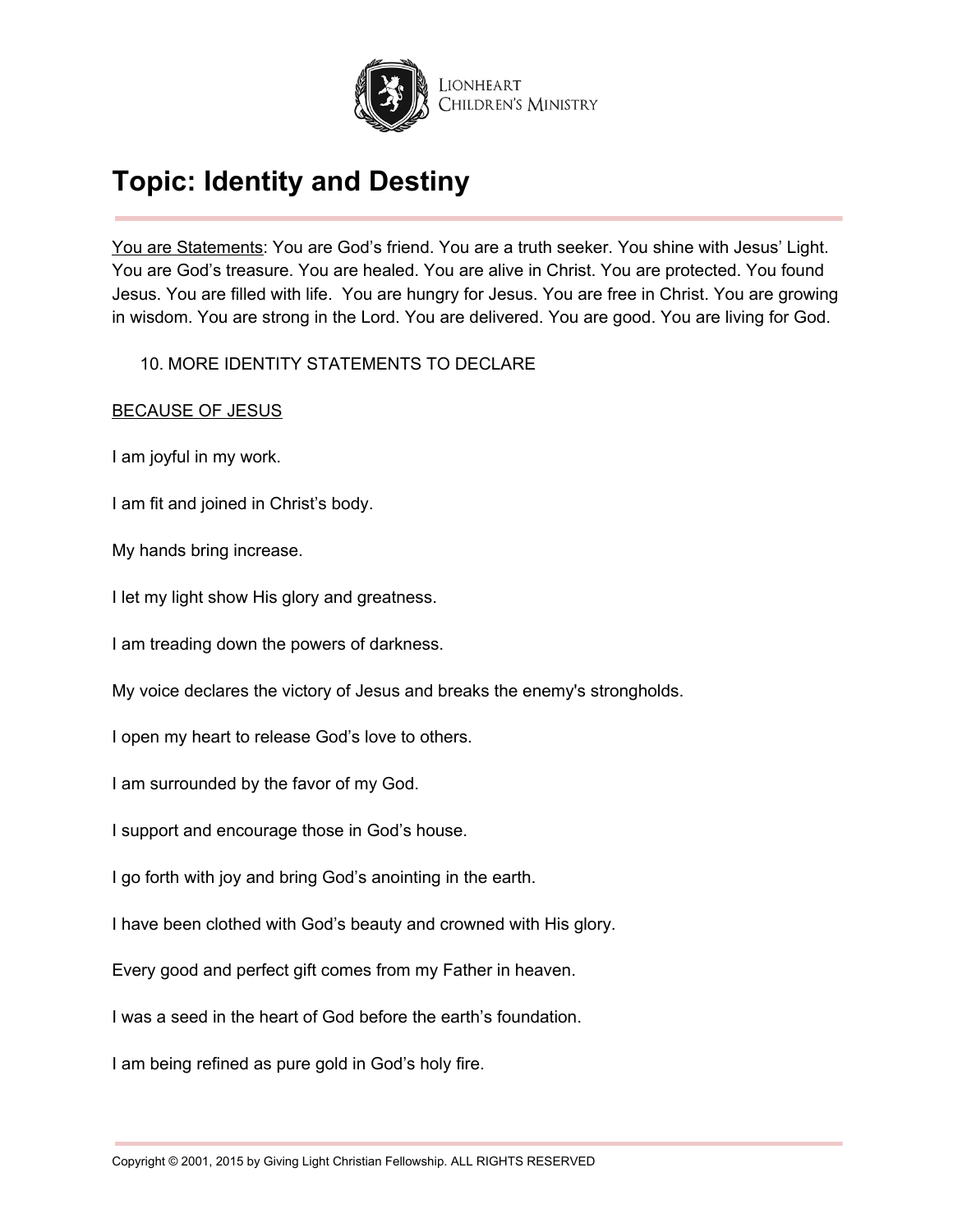# Topic: Identity and Destiny

You are Statements: You are God's friend. You are a truth seeker. You shine with Jesus' Light. You are God's treasure. You are healed. You are alive in Christ. You are protected. You found Jesus. You are filled with life. You are hungry for Jesus. You are free in Christ. You are growing in wisdom. You are strong in the Lord. You are delivered. You are good. You are living for God.

10. MORE IDENTITY STATEMENTS TO DECLARE

BECAUSE OF JESUS

I am joyful in my work.

I am fit and joined in Christ's body.

My hands bring increase.

I let my light show His glory and greatness.

I am treading down the powers of darkness.

My voice declares the victory of Jesus and breaks the enemy's strongholds.

I open my heart to release God's love to others.

I am surrounded by the favor of my God.

I support and encourage those in God's house.

I go forth with joy and bring God's anointing in the earth.

I have been clothed with God's beauty and crowned with His glory.

Every good and perfect gift comes from my Father in heaven.

I was a seed in the heart of God before the earth's foundation.

I am being refined as pure gold in God's holy fire.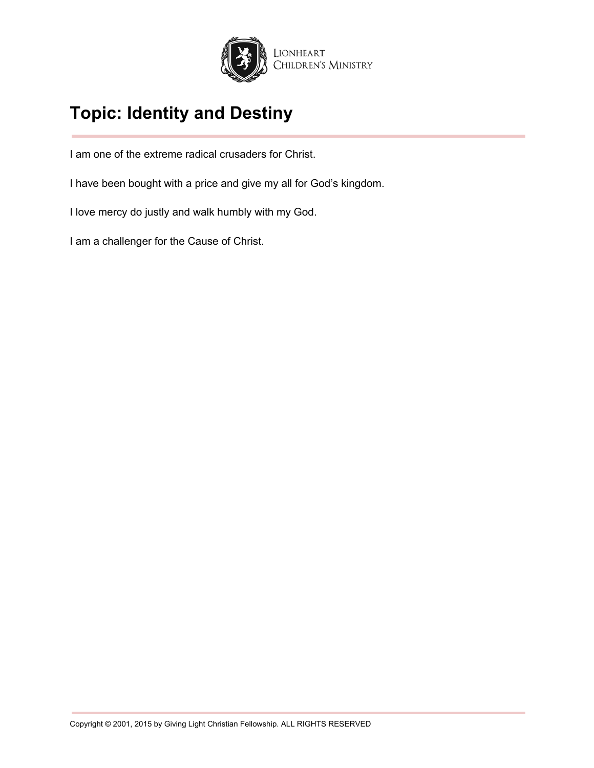## Topic: Identity and Destiny

I am one of the extreme radical crusaders for Christ.

I have been bought with a price and give my all for God's kingdom.

I love mercy do justly and walk humbly with my God.

I am a challenger for the Cause of Christ.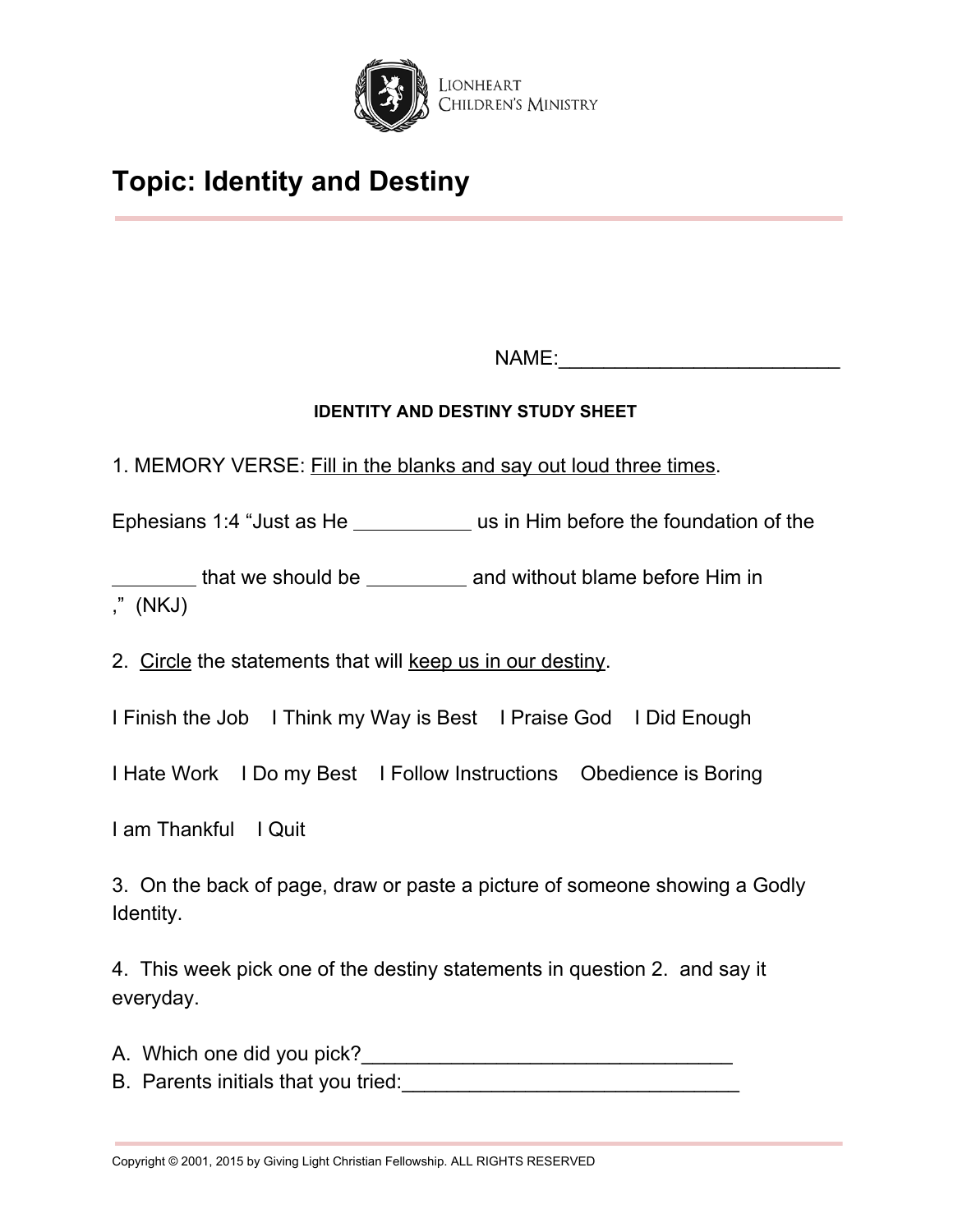# Topic: Identity and Destiny

NAME:_________________________

**IDENTITY AND DESTINY STUDY SHEET**

1. MEMORY VERSE: Fill in the blanks and say out loud three times.

Ephesians 1:4 "Just as He ___________ us in Him before the foundation of the ________ that we should be _________ and without blame before Him in ," (NKJ)

2. Circle the statements that will keep us in our destiny.

I Finish the Job I Think my Way is Best I Praise God I Did Enough

I Hate Work I Do my Best I Follow Instructions Obedience is Boring

I am Thankful I Quit

3. On the back of page, draw or paste a picture of someone showing a Godly Identity.

4. This week pick one of the destiny statements in question 2. and say it everyday.

A. Which one did you pick?_________________________________
B. Parents initials that you tried:______________________________

Copyright © 2001, 2015 by Giving Light Christian Fellowship. ALL RIGHTS RESERVED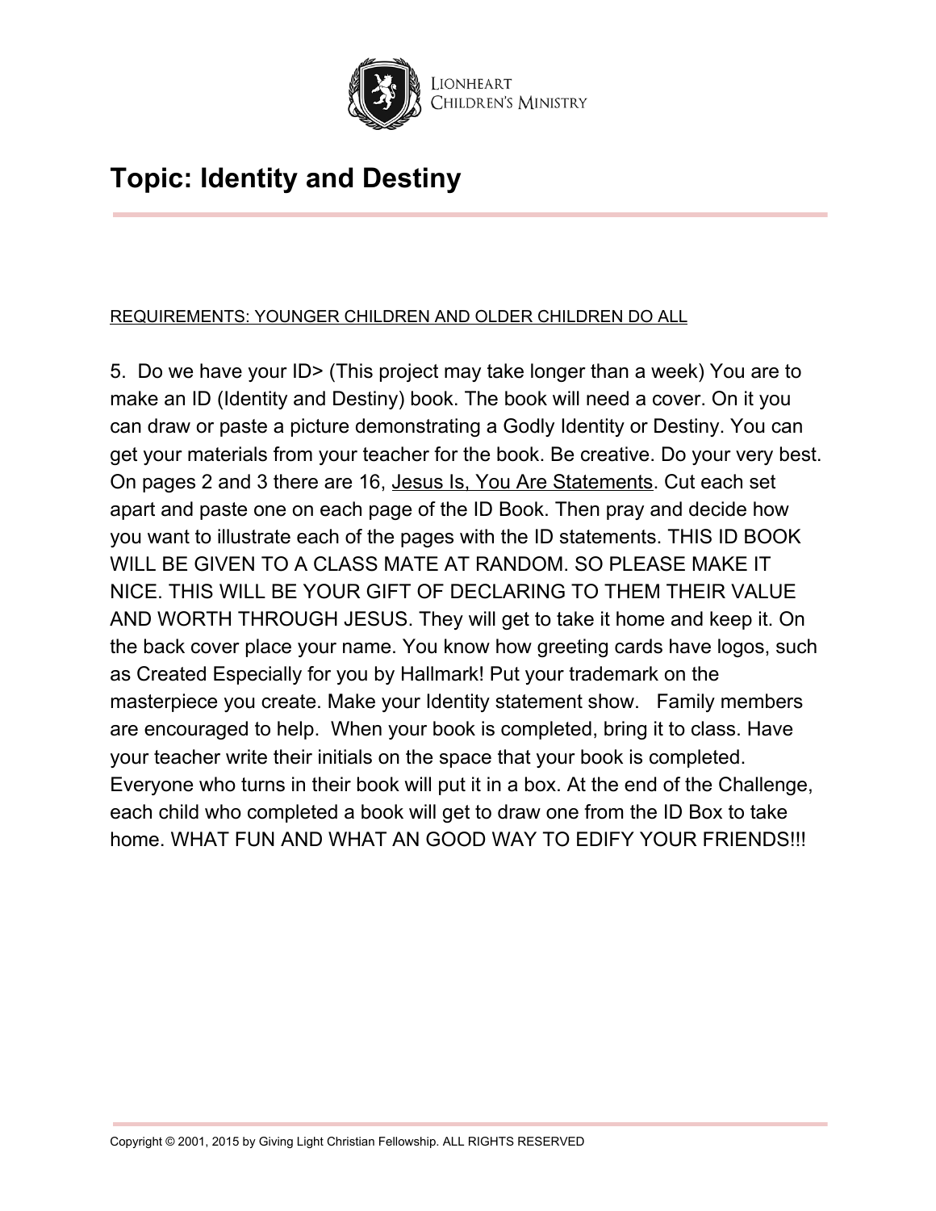# Topic: Identity and Destiny

REQUIREMENTS: YOUNGER CHILDREN AND OLDER CHILDREN DO ALL

5. Do we have your ID> (This project may take longer than a week) You are to make an ID (Identity and Destiny) book. The book will need a cover. On it you can draw or paste a picture demonstrating a Godly Identity or Destiny. You can get your materials from your teacher for the book. Be creative. Do your very best. On pages 2 and 3 there are 16, Jesus Is, You Are Statements. Cut each set apart and paste one on each page of the ID Book. Then pray and decide how you want to illustrate each of the pages with the ID statements. THIS ID BOOK WILL BE GIVEN TO A CLASS MATE AT RANDOM. SO PLEASE MAKE IT NICE. THIS WILL BE YOUR GIFT OF DECLARING TO THEM THEIR VALUE AND WORTH THROUGH JESUS. They will get to take it home and keep it. On the back cover place your name. You know how greeting cards have logos, such as Created Especially for you by Hallmark! Put your trademark on the masterpiece you create. Make your Identity statement show. Family members are encouraged to help. When your book is completed, bring it to class. Have your teacher write their initials on the space that your book is completed. Everyone who turns in their book will put it in a box. At the end of the Challenge, each child who completed a book will get to draw one from the ID Box to take home. WHAT FUN AND WHAT AN GOOD WAY TO EDIFY YOUR FRIENDS!!!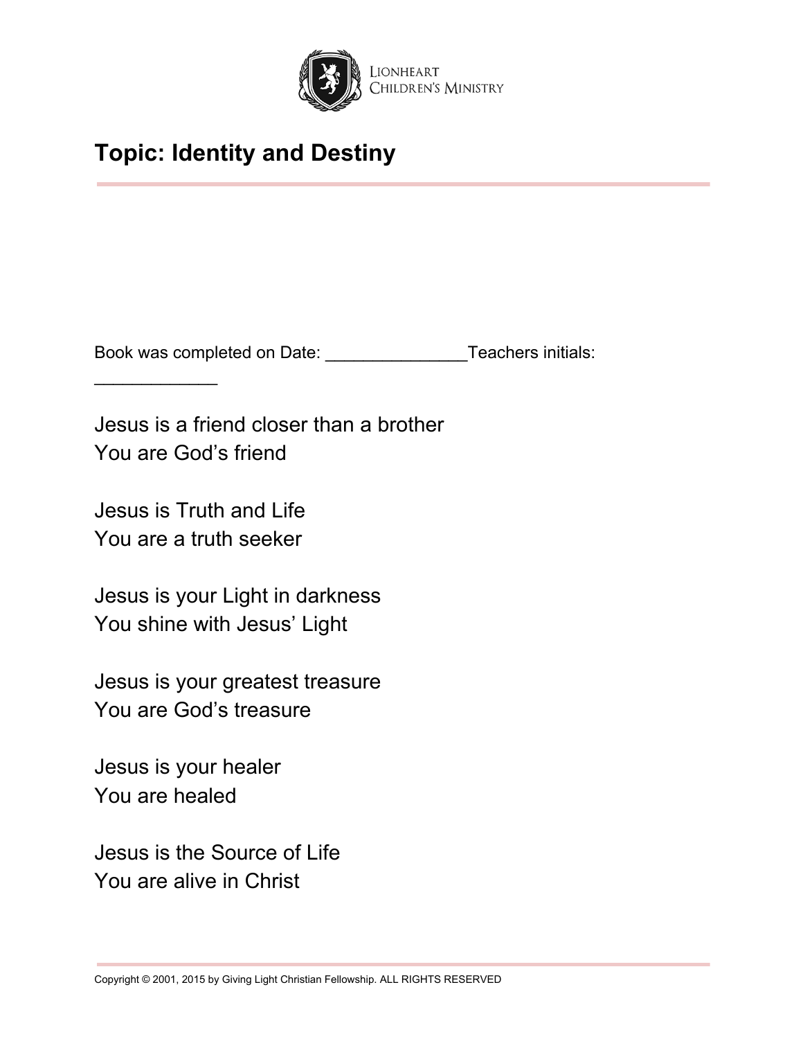# Topic: Identity and Destiny

Book was completed on Date: _______________Teachers initials: _____________

Jesus is a friend closer than a brother
You are God's friend

Jesus is Truth and Life
You are a truth seeker

Jesus is your Light in darkness
You shine with Jesus' Light

Jesus is your greatest treasure
You are God's treasure

Jesus is your healer
You are healed

Jesus is the Source of Life
You are alive in Christ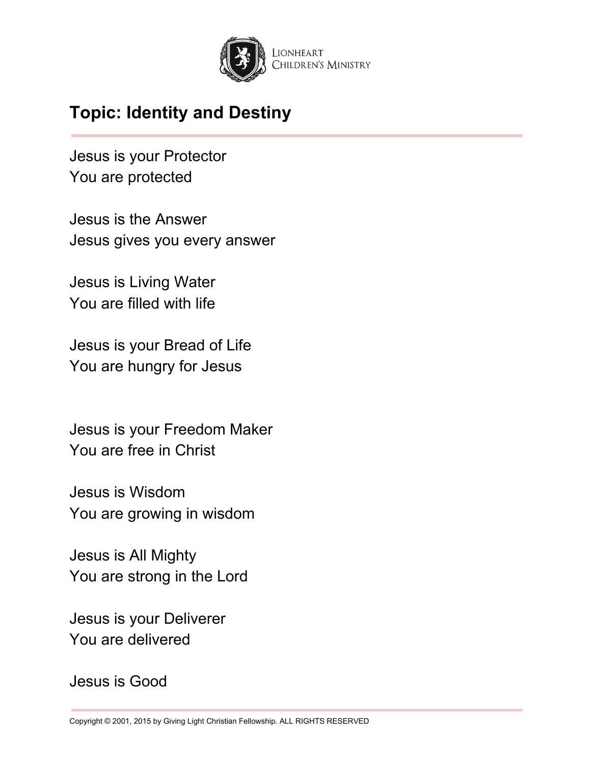# Topic: Identity and Destiny

Jesus is your Protector
You are protected

Jesus is the Answer
Jesus gives you every answer

Jesus is Living Water
You are filled with life

Jesus is your Bread of Life
You are hungry for Jesus

Jesus is your Freedom Maker
You are free in Christ

Jesus is Wisdom
You are growing in wisdom

Jesus is All Mighty
You are strong in the Lord

Jesus is your Deliverer
You are delivered

Jesus is Good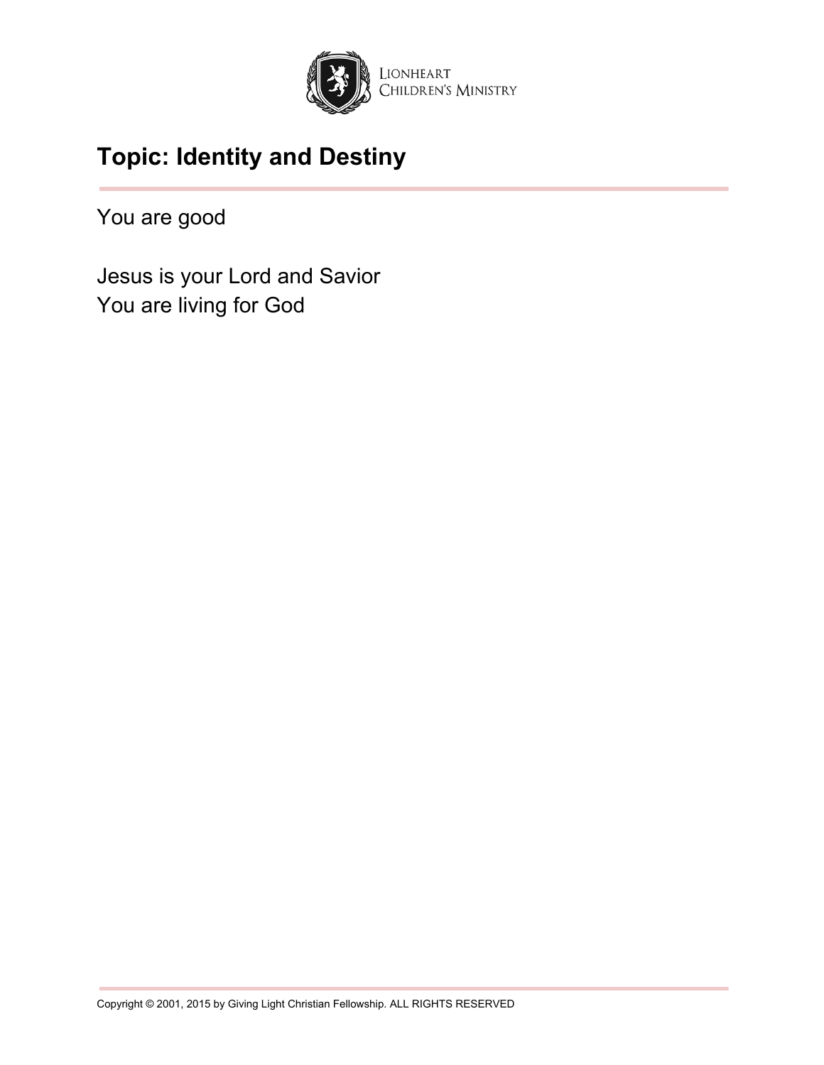## Topic: Identity and Destiny

You are good

Jesus is your Lord and Savior
You are living for God